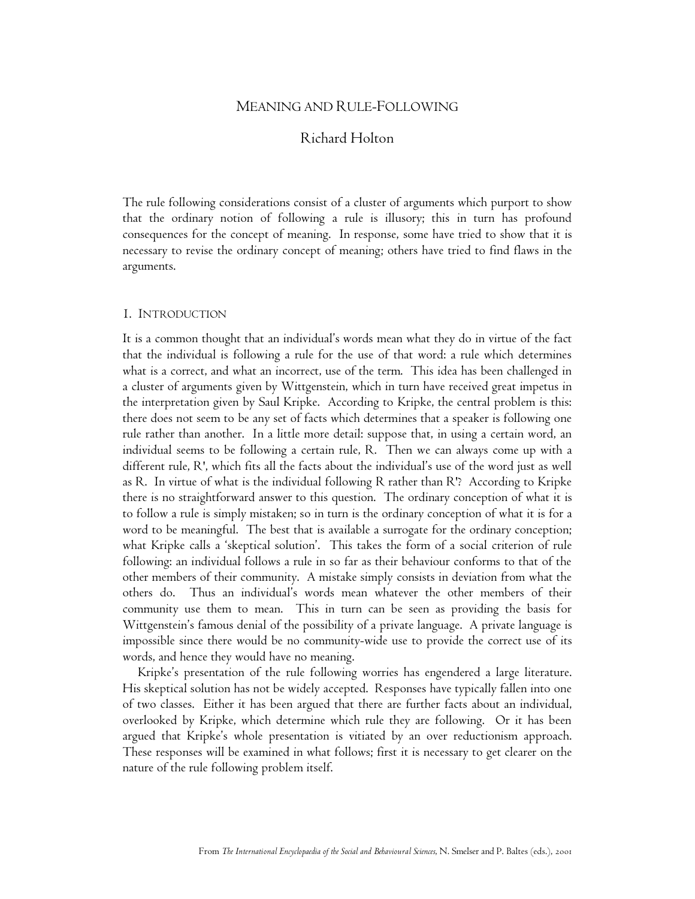# MEANING AND RULE-FOLLOWING

## Richard Holton

The rule following considerations consist of a cluster of arguments which purport to show that the ordinary notion of following a rule is illusory; this in turn has profound consequences for the concept of meaning. In response, some have tried to show that it is necessary to revise the ordinary concept of meaning; others have tried to find flaws in the arguments.

### 1. INTRODUCTION

It is a common thought that an individual's words mean what they do in virtue of the fact that the individual is following a rule for the use of that word: a rule which determines what is a correct, and what an incorrect, use of the term. This idea has been challenged in a cluster of arguments given by Wittgenstein, which in turn have received great impetus in the interpretation given by Saul Kripke. According to Kripke, the central problem is this: there does not seem to be any set of facts which determines that a speaker is following one rule rather than another. In a little more detail: suppose that, in using a certain word, an individual seems to be following a certain rule, R. Then we can always come up with a different rule, R', which fits all the facts about the individual's use of the word just as well as R. In virtue of what is the individual following R rather than R'? According to Kripke there is no straightforward answer to this question. The ordinary conception of what it is to follow a rule is simply mistaken; so in turn is the ordinary conception of what it is for a word to be meaningful. The best that is available a surrogate for the ordinary conception; what Kripke calls a 'skeptical solution'. This takes the form of a social criterion of rule following: an individual follows a rule in so far as their behaviour conforms to that of the other members of their community. A mistake simply consists in deviation from what the others do. Thus an individual's words mean whatever the other members of their community use them to mean. This in turn can be seen as providing the basis for Wittgenstein's famous denial of the possibility of a private language. A private language is impossible since there would be no community-wide use to provide the correct use of its words, and hence they would have no meaning.

Kripke's presentation of the rule following worries has engendered a large literature. His skeptical solution has not be widely accepted. Responses have typically fallen into one of two classes. Either it has been argued that there are further facts about an individual, overlooked by Kripke, which determine which rule they are following. Or it has been argued that Kripke's whole presentation is vitiated by an over reductionism approach. These responses will be examined in what follows; first it is necessary to get clearer on the nature of the rule following problem itself.

From *The International Encyclopaedia of the Social and Behavioural Sciences*, N. Smelser and P. Baltes (eds.), 2001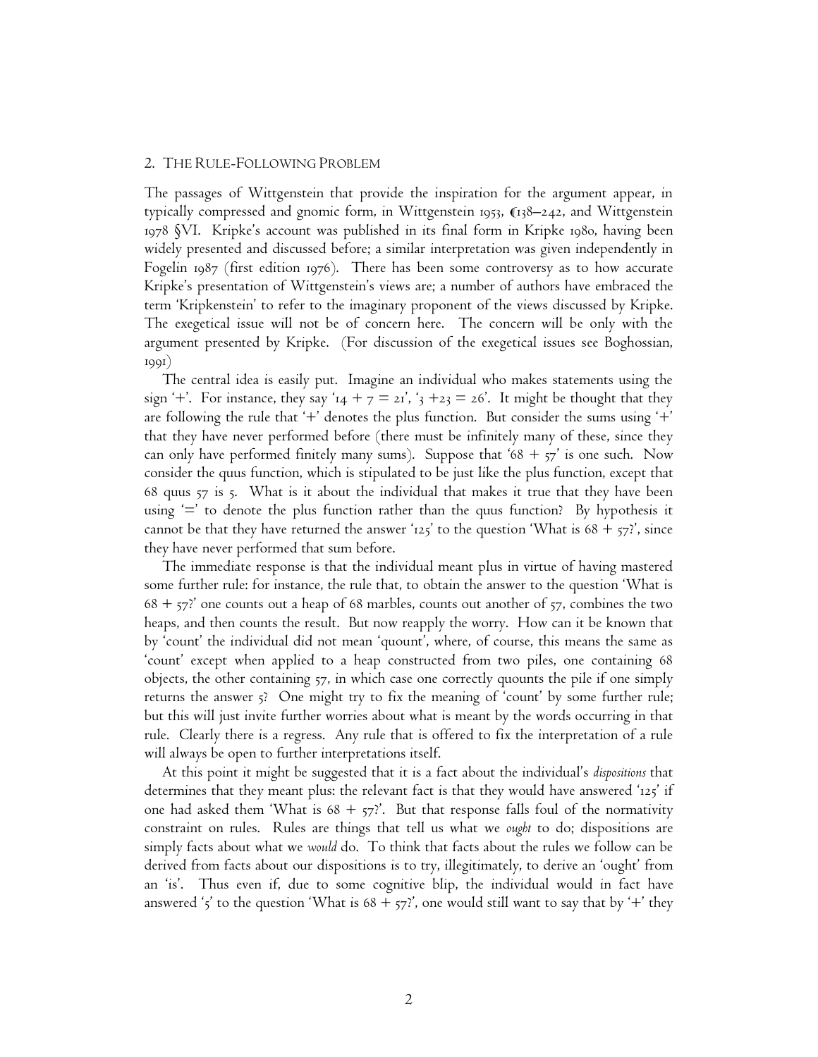## 2. The Rule-Following Problem

The passages of Wittgenstein that provide the inspiration for the argument appear, in typically compressed and gnomic form, in Wittgenstein 1953, ¶138–242, and Wittgenstein 1978 §VI. Kripke's account was published in its final form in Kripke 1980, having been widely presented and discussed before; a similar interpretation was given independently in Fogelin 1987 (first edition 1976). There has been some controversy as to how accurate Kripke's presentation of Wittgenstein's views are; a number of authors have embraced the term 'Kripkenstein' to refer to the imaginary proponent of the views discussed by Kripke. The exegetical issue will not be of concern here. The concern will be only with the argument presented by Kripke. (For discussion of the exegetical issues see Boghossian, 1991)

The central idea is easily put. Imagine an individual who makes statements using the sign '+'. For instance, they say '14 + 7 = 21', '3 +23 = 26'. It might be thought that they are following the rule that '+' denotes the plus function. But consider the sums using '+' that they have never performed before (there must be infinitely many of these, since they can only have performed finitely many sums). Suppose that '68 + 57' is one such. Now consider the quus function, which is stipulated to be just like the plus function, except that 68 quus 57 is 5. What is it about the individual that makes it true that they have been using '=' to denote the plus function rather than the quus function? By hypothesis it cannot be that they have returned the answer '125' to the question 'What is 68 + 57?', since they have never performed that sum before.

The immediate response is that the individual meant plus in virtue of having mastered some further rule: for instance, the rule that, to obtain the answer to the question 'What is 68 + 57?' one counts out a heap of 68 marbles, counts out another of 57, combines the two heaps, and then counts the result. But now reapply the worry. How can it be known that by 'count' the individual did not mean 'quount', where, of course, this means the same as 'count' except when applied to a heap constructed from two piles, one containing 68 objects, the other containing 57, in which case one correctly quounts the pile if one simply returns the answer 5? One might try to fix the meaning of 'count' by some further rule; but this will just invite further worries about what is meant by the words occurring in that rule. Clearly there is a regress. Any rule that is offered to fix the interpretation of a rule will always be open to further interpretations itself.

At this point it might be suggested that it is a fact about the individual's *dispositions* that determines that they meant plus: the relevant fact is that they would have answered '125' if one had asked them 'What is 68 + 57?'. But that response falls foul of the normativity constraint on rules. Rules are things that tell us what we *ought* to do; dispositions are simply facts about what we *would* do. To think that facts about the rules we follow can be derived from facts about our dispositions is to try, illegitimately, to derive an 'ought' from an 'is'. Thus even if, due to some cognitive blip, the individual would in fact have answered '5' to the question 'What is 68 + 57?', one would still want to say that by '+' they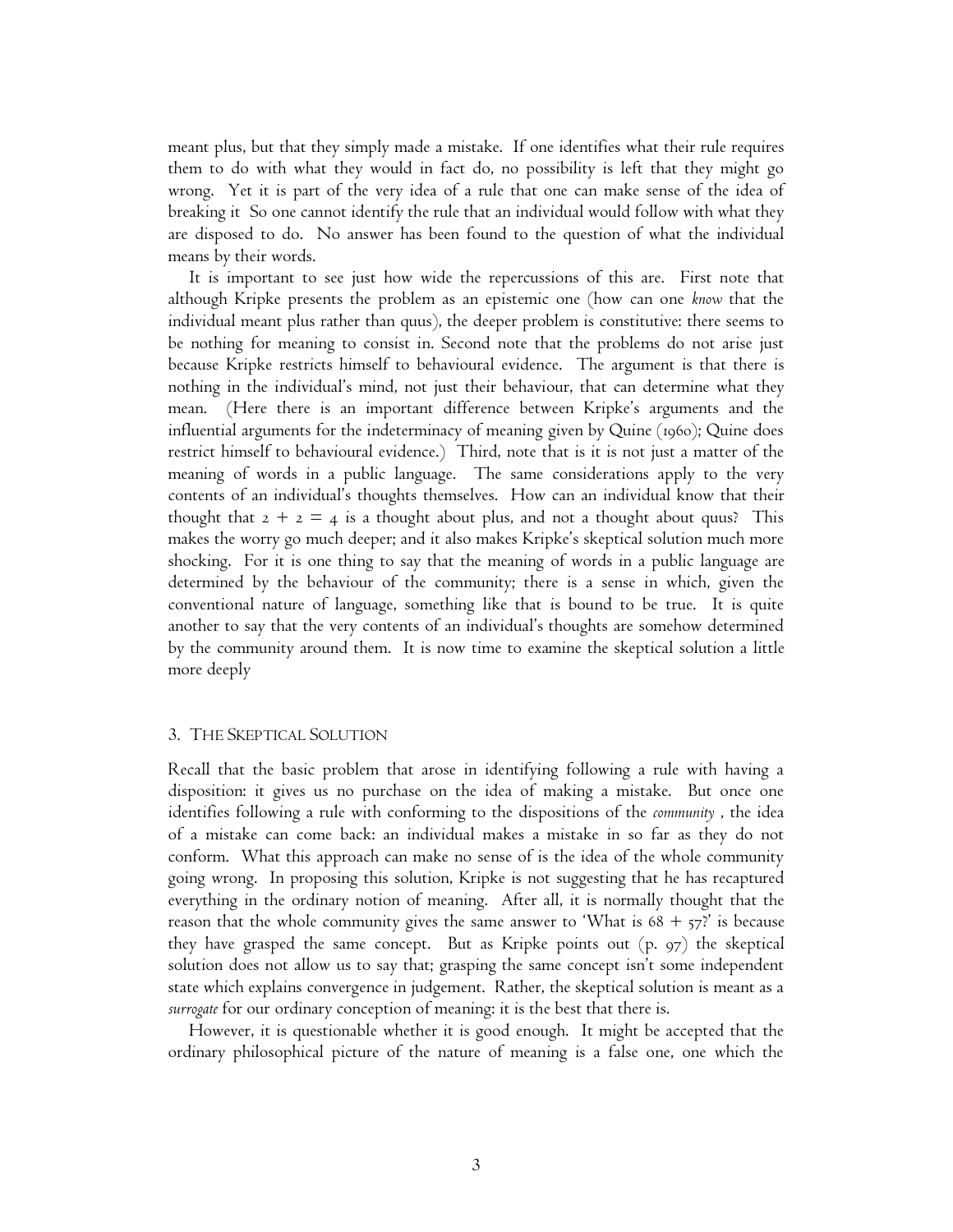meant plus, but that they simply made a mistake. If one identifies what their rule requires them to do with what they would in fact do, no possibility is left that they might go wrong. Yet it is part of the very idea of a rule that one can make sense of the idea of breaking it So one cannot identify the rule that an individual would follow with what they are disposed to do. No answer has been found to the question of what the individual means by their words.

It is important to see just how wide the repercussions of this are. First note that although Kripke presents the problem as an epistemic one (how can one *know* that the individual meant plus rather than quus), the deeper problem is constitutive: there seems to be nothing for meaning to consist in. Second note that the problems do not arise just because Kripke restricts himself to behavioural evidence. The argument is that there is nothing in the individual's mind, not just their behaviour, that can determine what they mean. (Here there is an important difference between Kripke's arguments and the influential arguments for the indeterminacy of meaning given by Quine (1960); Quine does restrict himself to behavioural evidence.) Third, note that is it is not just a matter of the meaning of words in a public language. The same considerations apply to the very contents of an individual's thoughts themselves. How can an individual know that their thought that $2 + 2 = 4$ is a thought about plus, and not a thought about quus? This makes the worry go much deeper; and it also makes Kripke's skeptical solution much more shocking. For it is one thing to say that the meaning of words in a public language are determined by the behaviour of the community; there is a sense in which, given the conventional nature of language, something like that is bound to be true. It is quite another to say that the very contents of an individual's thoughts are somehow determined by the community around them. It is now time to examine the skeptical solution a little more deeply

## 3. The Skeptical Solution

Recall that the basic problem that arose in identifying following a rule with having a disposition: it gives us no purchase on the idea of making a mistake. But once one identifies following a rule with conforming to the dispositions of the *community* , the idea of a mistake can come back: an individual makes a mistake in so far as they do not conform. What this approach can make no sense of is the idea of the whole community going wrong. In proposing this solution, Kripke is not suggesting that he has recaptured everything in the ordinary notion of meaning. After all, it is normally thought that the reason that the whole community gives the same answer to 'What is $68 + 57$?' is because they have grasped the same concept. But as Kripke points out (p. 97) the skeptical solution does not allow us to say that; grasping the same concept isn't some independent state which explains convergence in judgement. Rather, the skeptical solution is meant as a *surrogate* for our ordinary conception of meaning: it is the best that there is.

However, it is questionable whether it is good enough. It might be accepted that the ordinary philosophical picture of the nature of meaning is a false one, one which the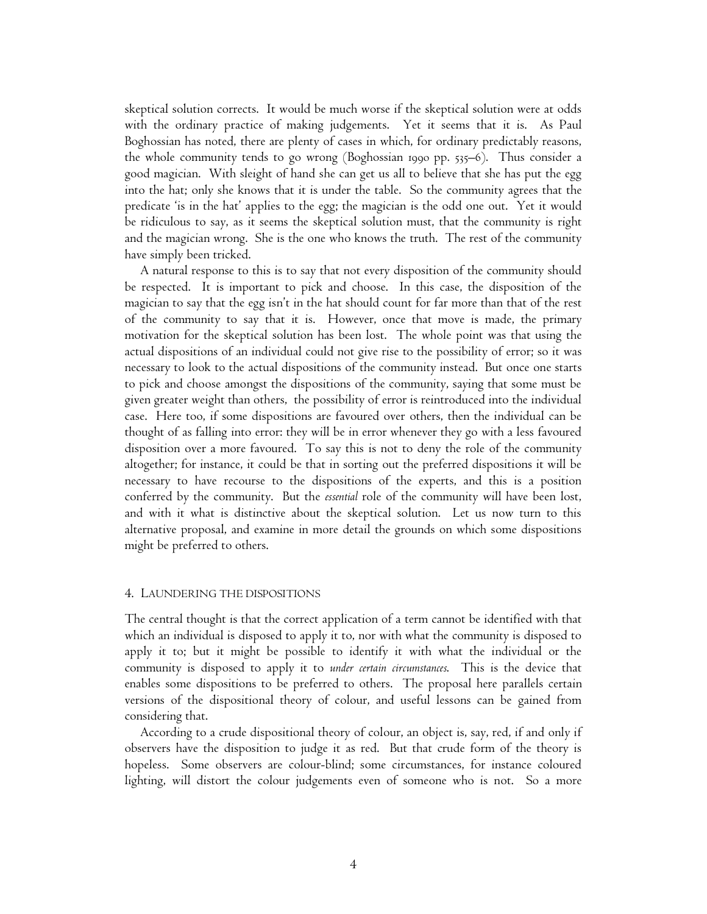skeptical solution corrects. It would be much worse if the skeptical solution were at odds with the ordinary practice of making judgements. Yet it seems that it is. As Paul Boghossian has noted, there are plenty of cases in which, for ordinary predictably reasons, the whole community tends to go wrong (Boghossian 1990 pp. 535–6). Thus consider a good magician. With sleight of hand she can get us all to believe that she has put the egg into the hat; only she knows that it is under the table. So the community agrees that the predicate 'is in the hat' applies to the egg; the magician is the odd one out. Yet it would be ridiculous to say, as it seems the skeptical solution must, that the community is right and the magician wrong. She is the one who knows the truth. The rest of the community have simply been tricked.

A natural response to this is to say that not every disposition of the community should be respected. It is important to pick and choose. In this case, the disposition of the magician to say that the egg isn't in the hat should count for far more than that of the rest of the community to say that it is. However, once that move is made, the primary motivation for the skeptical solution has been lost. The whole point was that using the actual dispositions of an individual could not give rise to the possibility of error; so it was necessary to look to the actual dispositions of the community instead. But once one starts to pick and choose amongst the dispositions of the community, saying that some must be given greater weight than others, the possibility of error is reintroduced into the individual case. Here too, if some dispositions are favoured over others, then the individual can be thought of as falling into error: they will be in error whenever they go with a less favoured disposition over a more favoured. To say this is not to deny the role of the community altogether; for instance, it could be that in sorting out the preferred dispositions it will be necessary to have recourse to the dispositions of the experts, and this is a position conferred by the community. But the *essential* role of the community will have been lost, and with it what is distinctive about the skeptical solution. Let us now turn to this alternative proposal, and examine in more detail the grounds on which some dispositions might be preferred to others.

## 4. Laundering the dispositions

The central thought is that the correct application of a term cannot be identified with that which an individual is disposed to apply it to, nor with what the community is disposed to apply it to; but it might be possible to identify it with what the individual or the community is disposed to apply it to *under certain circumstances*. This is the device that enables some dispositions to be preferred to others. The proposal here parallels certain versions of the dispositional theory of colour, and useful lessons can be gained from considering that.

According to a crude dispositional theory of colour, an object is, say, red, if and only if observers have the disposition to judge it as red. But that crude form of the theory is hopeless. Some observers are colour-blind; some circumstances, for instance coloured lighting, will distort the colour judgements even of someone who is not. So a more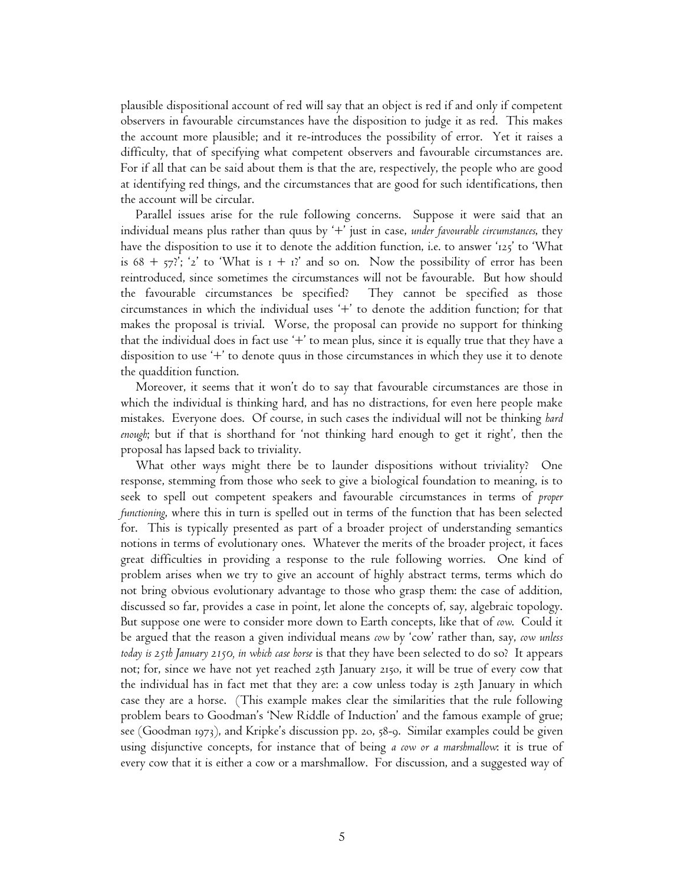plausible dispositional account of red will say that an object is red if and only if competent observers in favourable circumstances have the disposition to judge it as red. This makes the account more plausible; and it re-introduces the possibility of error. Yet it raises a difficulty, that of specifying what competent observers and favourable circumstances are. For if all that can be said about them is that the are, respectively, the people who are good at identifying red things, and the circumstances that are good for such identifications, then the account will be circular.

Parallel issues arise for the rule following concerns. Suppose it were said that an individual means plus rather than quus by '+' just in case, *under favourable circumstances*, they have the disposition to use it to denote the addition function, i.e. to answer '125' to 'What is 68 + 57?'; '2' to 'What is 1 + 1?' and so on. Now the possibility of error has been reintroduced, since sometimes the circumstances will not be favourable. But how should the favourable circumstances be specified? They cannot be specified as those circumstances in which the individual uses '+' to denote the addition function; for that makes the proposal is trivial. Worse, the proposal can provide no support for thinking that the individual does in fact use '+' to mean plus, since it is equally true that they have a disposition to use '+' to denote quus in those circumstances in which they use it to denote the quaddition function.

Moreover, it seems that it won't do to say that favourable circumstances are those in which the individual is thinking hard, and has no distractions, for even here people make mistakes. Everyone does. Of course, in such cases the individual will not be thinking *hard enough*; but if that is shorthand for 'not thinking hard enough to get it right', then the proposal has lapsed back to triviality.

What other ways might there be to launder dispositions without triviality? One response, stemming from those who seek to give a biological foundation to meaning, is to seek to spell out competent speakers and favourable circumstances in terms of *proper functioning*, where this in turn is spelled out in terms of the function that has been selected for. This is typically presented as part of a broader project of understanding semantics notions in terms of evolutionary ones. Whatever the merits of the broader project, it faces great difficulties in providing a response to the rule following worries. One kind of problem arises when we try to give an account of highly abstract terms, terms which do not bring obvious evolutionary advantage to those who grasp them: the case of addition, discussed so far, provides a case in point, let alone the concepts of, say, algebraic topology. But suppose one were to consider more down to Earth concepts, like that of *cow*. Could it be argued that the reason a given individual means *cow* by 'cow' rather than, say, *cow unless today is 25th January 2150, in which case horse* is that they have been selected to do so? It appears not; for, since we have not yet reached 25th January 2150, it will be true of every cow that the individual has in fact met that they are: a cow unless today is 25th January in which case they are a horse. (This example makes clear the similarities that the rule following problem bears to Goodman's 'New Riddle of Induction' and the famous example of grue; see (Goodman 1973), and Kripke's discussion pp. 20, 58-9. Similar examples could be given using disjunctive concepts, for instance that of being *a cow or a marshmallow*: it is true of every cow that it is either a cow or a marshmallow. For discussion, and a suggested way of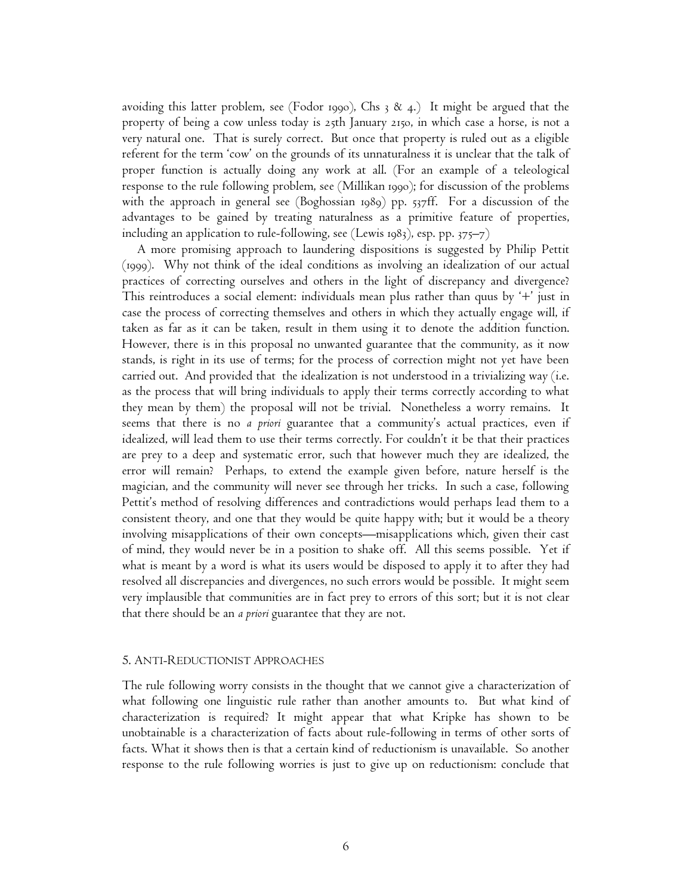avoiding this latter problem, see (Fodor 1990), Chs 3 & 4.) It might be argued that the property of being a cow unless today is 25th January 2150, in which case a horse, is not a very natural one. That is surely correct. But once that property is ruled out as a eligible referent for the term 'cow' on the grounds of its unnaturalness it is unclear that the talk of proper function is actually doing any work at all. (For an example of a teleological response to the rule following problem, see (Millikan 1990); for discussion of the problems with the approach in general see (Boghossian 1989) pp. 537ff. For a discussion of the advantages to be gained by treating naturalness as a primitive feature of properties, including an application to rule-following, see (Lewis 1983), esp. pp. 375–7)

A more promising approach to laundering dispositions is suggested by Philip Pettit (1999). Why not think of the ideal conditions as involving an idealization of our actual practices of correcting ourselves and others in the light of discrepancy and divergence? This reintroduces a social element: individuals mean plus rather than quus by '+' just in case the process of correcting themselves and others in which they actually engage will, if taken as far as it can be taken, result in them using it to denote the addition function. However, there is in this proposal no unwanted guarantee that the community, as it now stands, is right in its use of terms; for the process of correction might not yet have been carried out. And provided that the idealization is not understood in a trivializing way (i.e. as the process that will bring individuals to apply their terms correctly according to what they mean by them) the proposal will not be trivial. Nonetheless a worry remains. It seems that there is no *a priori* guarantee that a community's actual practices, even if idealized, will lead them to use their terms correctly. For couldn't it be that their practices are prey to a deep and systematic error, such that however much they are idealized, the error will remain? Perhaps, to extend the example given before, nature herself is the magician, and the community will never see through her tricks. In such a case, following Pettit's method of resolving differences and contradictions would perhaps lead them to a consistent theory, and one that they would be quite happy with; but it would be a theory involving misapplications of their own concepts—misapplications which, given their cast of mind, they would never be in a position to shake off. All this seems possible. Yet if what is meant by a word is what its users would be disposed to apply it to after they had resolved all discrepancies and divergences, no such errors would be possible. It might seem very implausible that communities are in fact prey to errors of this sort; but it is not clear that there should be an *a priori* guarantee that they are not.

## 5. Anti-Reductionist Approaches

The rule following worry consists in the thought that we cannot give a characterization of what following one linguistic rule rather than another amounts to. But what kind of characterization is required? It might appear that what Kripke has shown to be unobtainable is a characterization of facts about rule-following in terms of other sorts of facts. What it shows then is that a certain kind of reductionism is unavailable. So another response to the rule following worries is just to give up on reductionism: conclude that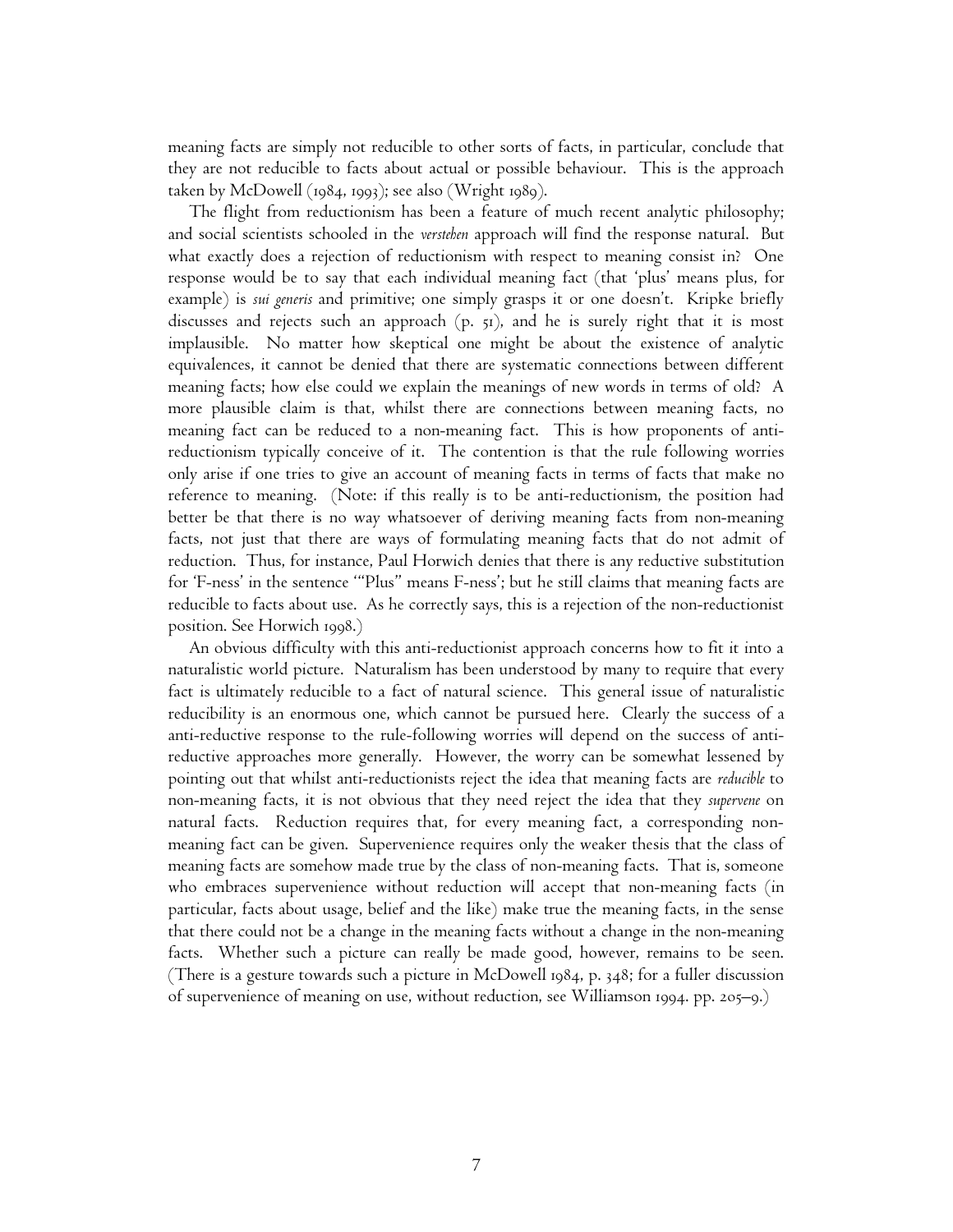meaning facts are simply not reducible to other sorts of facts, in particular, conclude that they are not reducible to facts about actual or possible behaviour. This is the approach taken by McDowell (1984, 1993); see also (Wright 1989).

The flight from reductionism has been a feature of much recent analytic philosophy; and social scientists schooled in the *verstehen* approach will find the response natural. But what exactly does a rejection of reductionism with respect to meaning consist in? One response would be to say that each individual meaning fact (that 'plus' means plus, for example) is *sui generis* and primitive; one simply grasps it or one doesn't. Kripke briefly discusses and rejects such an approach (p. 51), and he is surely right that it is most implausible. No matter how skeptical one might be about the existence of analytic equivalences, it cannot be denied that there are systematic connections between different meaning facts; how else could we explain the meanings of new words in terms of old? A more plausible claim is that, whilst there are connections between meaning facts, no meaning fact can be reduced to a non-meaning fact. This is how proponents of anti-reductionism typically conceive of it. The contention is that the rule following worries only arise if one tries to give an account of meaning facts in terms of facts that make no reference to meaning. (Note: if this really is to be anti-reductionism, the position had better be that there is no way whatsoever of deriving meaning facts from non-meaning facts, not just that there are ways of formulating meaning facts that do not admit of reduction. Thus, for instance, Paul Horwich denies that there is any reductive substitution for 'F-ness' in the sentence '"Plus" means F-ness'; but he still claims that meaning facts are reducible to facts about use. As he correctly says, this is a rejection of the non-reductionist position. See Horwich 1998.)

An obvious difficulty with this anti-reductionist approach concerns how to fit it into a naturalistic world picture. Naturalism has been understood by many to require that every fact is ultimately reducible to a fact of natural science. This general issue of naturalistic reducibility is an enormous one, which cannot be pursued here. Clearly the success of a anti-reductive response to the rule-following worries will depend on the success of anti-reductive approaches more generally. However, the worry can be somewhat lessened by pointing out that whilst anti-reductionists reject the idea that meaning facts are *reducible* to non-meaning facts, it is not obvious that they need reject the idea that they *supervene* on natural facts. Reduction requires that, for every meaning fact, a corresponding non-meaning fact can be given. Supervenience requires only the weaker thesis that the class of meaning facts are somehow made true by the class of non-meaning facts. That is, someone who embraces supervenience without reduction will accept that non-meaning facts (in particular, facts about usage, belief and the like) make true the meaning facts, in the sense that there could not be a change in the meaning facts without a change in the non-meaning facts. Whether such a picture can really be made good, however, remains to be seen. (There is a gesture towards such a picture in McDowell 1984, p. 348; for a fuller discussion of supervenience of meaning on use, without reduction, see Williamson 1994. pp. 205–9.)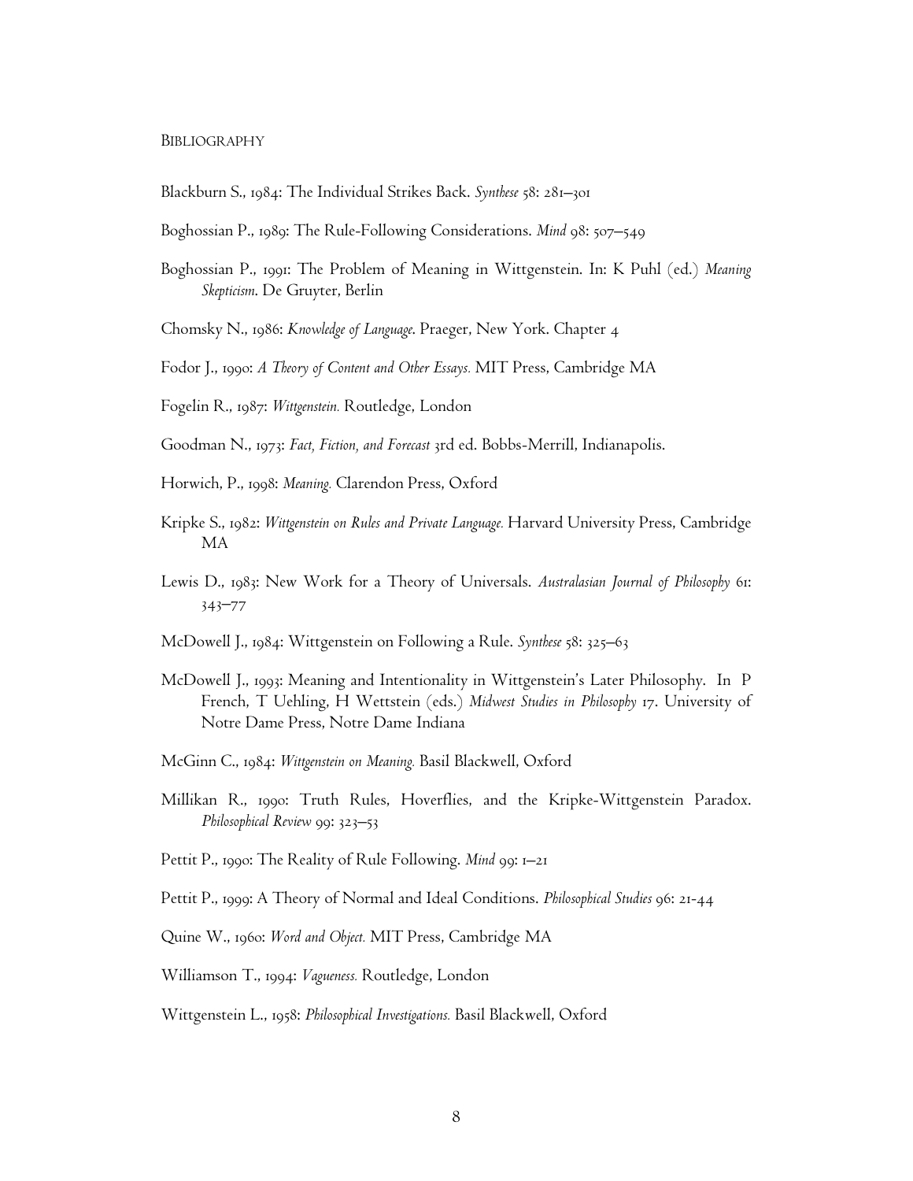## Bibliography

Blackburn S., 1984: The Individual Strikes Back. *Synthese* 58: 281–301

Boghossian P., 1989: The Rule-Following Considerations. *Mind* 98: 507–549

Boghossian P., 1991: The Problem of Meaning in Wittgenstein. In: K Puhl (ed.) *Meaning Skepticism*. De Gruyter, Berlin

Chomsky N., 1986: *Knowledge of Language*. Praeger, New York. Chapter 4

Fodor J., 1990: *A Theory of Content and Other Essays.* MIT Press, Cambridge MA

Fogelin R., 1987: *Wittgenstein.* Routledge, London

Goodman N., 1973: *Fact, Fiction, and Forecast* 3rd ed. Bobbs-Merrill, Indianapolis.

Horwich, P., 1998: *Meaning.* Clarendon Press, Oxford

Kripke S., 1982: *Wittgenstein on Rules and Private Language.* Harvard University Press, Cambridge MA

Lewis D., 1983: New Work for a Theory of Universals. *Australasian Journal of Philosophy* 61: 343–77

McDowell J., 1984: Wittgenstein on Following a Rule. *Synthese* 58: 325–63

McDowell J., 1993: Meaning and Intentionality in Wittgenstein's Later Philosophy. In P French, T Uehling, H Wettstein (eds.) *Midwest Studies in Philosophy* 17. University of Notre Dame Press, Notre Dame Indiana

McGinn C., 1984: *Wittgenstein on Meaning.* Basil Blackwell, Oxford

Millikan R., 1990: Truth Rules, Hoverflies, and the Kripke-Wittgenstein Paradox. *Philosophical Review* 99: 323–53

Pettit P., 1990: The Reality of Rule Following. *Mind* 99: 1–21

Pettit P., 1999: A Theory of Normal and Ideal Conditions. *Philosophical Studies* 96: 21-44

Quine W., 1960: *Word and Object.* MIT Press, Cambridge MA

Williamson T., 1994: *Vagueness.* Routledge, London

Wittgenstein L., 1958: *Philosophical Investigations.* Basil Blackwell, Oxford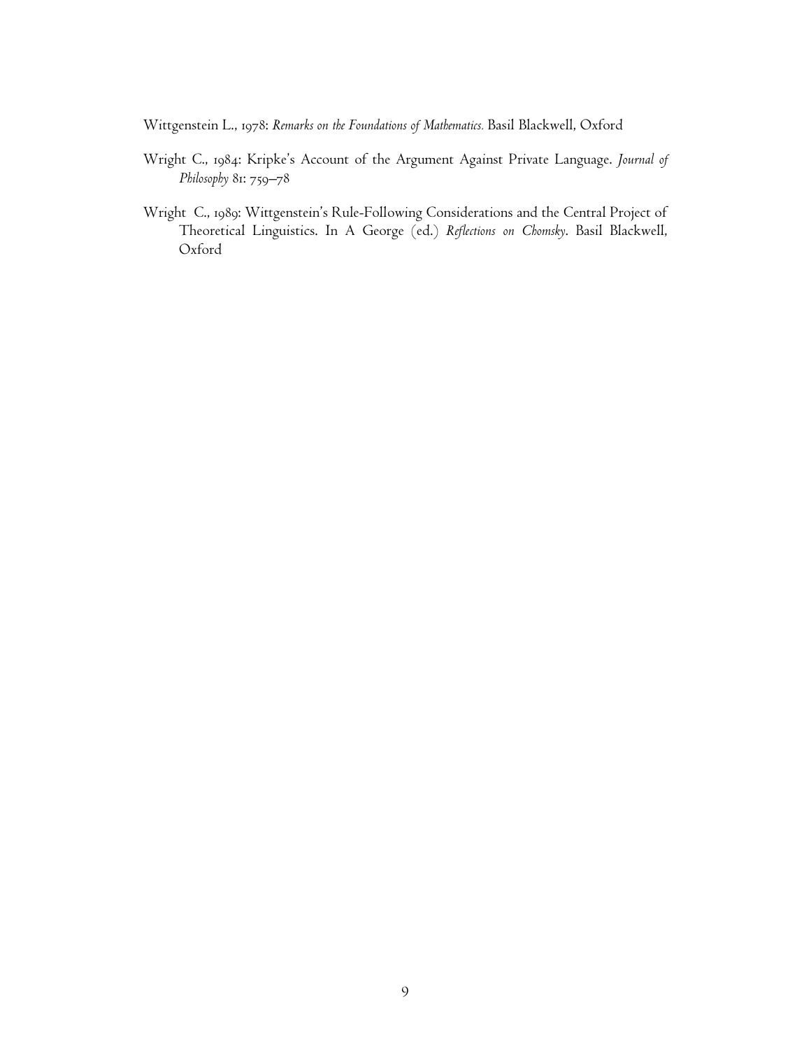Wittgenstein L., 1978: *Remarks on the Foundations of Mathematics.* Basil Blackwell, Oxford

Wright C., 1984: Kripke's Account of the Argument Against Private Language. *Journal of Philosophy* 81: 759–78

Wright C., 1989: Wittgenstein's Rule-Following Considerations and the Central Project of Theoretical Linguistics. In A George (ed.) *Reflections on Chomsky*. Basil Blackwell, Oxford